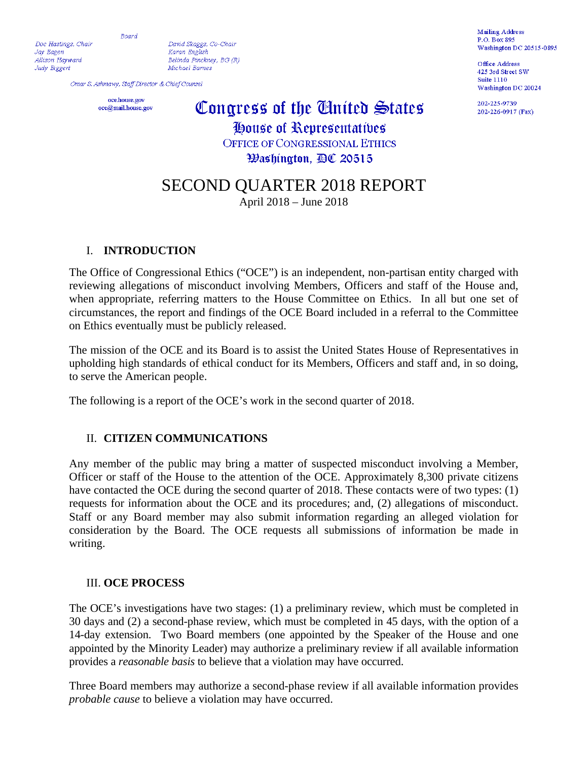Board

Doc Hastings, Chair
Jay Eagen
Allison Hayward
Judy Biggert

David Skaggs, Co-Chair
Karan English
Belinda Pinckney, BG (R)
Michael Barnes

Omar S. Ashmawy, Staff Director & Chief Counsel

oce.house.gov
oce@mail.house.gov

Mailing Address
P.O. Box 895
Washington DC 20515-0895

Office Address
425 3rd Street SW
Suite 1110
Washington DC 20024

202-225-9739
202-226-0917 (Fax)

**Congress of the United States**
**House of Representatives**
**OFFICE OF CONGRESSIONAL ETHICS**
**Washington, DC 20515**

# SECOND QUARTER 2018 REPORT

April 2018 – June 2018

## I. INTRODUCTION

The Office of Congressional Ethics ("OCE") is an independent, non-partisan entity charged with reviewing allegations of misconduct involving Members, Officers and staff of the House and, when appropriate, referring matters to the House Committee on Ethics. In all but one set of circumstances, the report and findings of the OCE Board included in a referral to the Committee on Ethics eventually must be publicly released.

The mission of the OCE and its Board is to assist the United States House of Representatives in upholding high standards of ethical conduct for its Members, Officers and staff and, in so doing, to serve the American people.

The following is a report of the OCE's work in the second quarter of 2018.

## II. CITIZEN COMMUNICATIONS

Any member of the public may bring a matter of suspected misconduct involving a Member, Officer or staff of the House to the attention of the OCE. Approximately 8,300 private citizens have contacted the OCE during the second quarter of 2018. These contacts were of two types: (1) requests for information about the OCE and its procedures; and, (2) allegations of misconduct. Staff or any Board member may also submit information regarding an alleged violation for consideration by the Board. The OCE requests all submissions of information be made in writing.

## III. OCE PROCESS

The OCE's investigations have two stages: (1) a preliminary review, which must be completed in 30 days and (2) a second-phase review, which must be completed in 45 days, with the option of a 14-day extension. Two Board members (one appointed by the Speaker of the House and one appointed by the Minority Leader) may authorize a preliminary review if all available information provides a *reasonable basis* to believe that a violation may have occurred.

Three Board members may authorize a second-phase review if all available information provides *probable cause* to believe a violation may have occurred.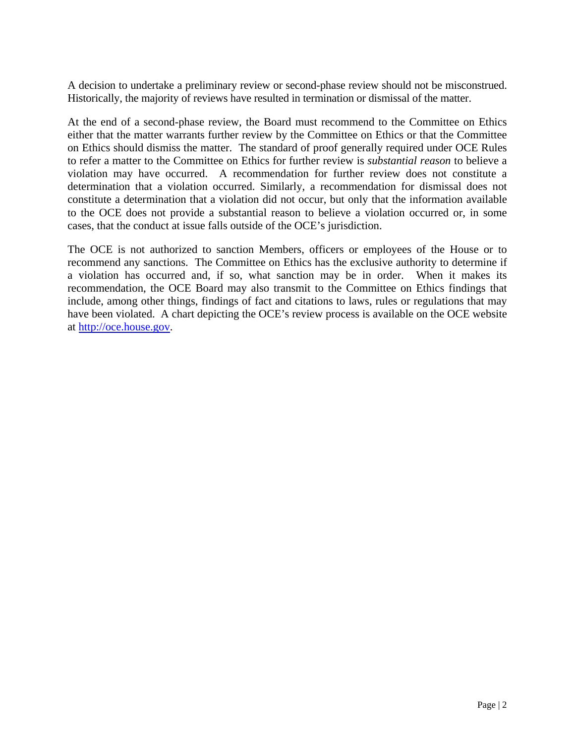A decision to undertake a preliminary review or second-phase review should not be misconstrued. Historically, the majority of reviews have resulted in termination or dismissal of the matter.

At the end of a second-phase review, the Board must recommend to the Committee on Ethics either that the matter warrants further review by the Committee on Ethics or that the Committee on Ethics should dismiss the matter. The standard of proof generally required under OCE Rules to refer a matter to the Committee on Ethics for further review is *substantial reason* to believe a violation may have occurred. A recommendation for further review does not constitute a determination that a violation occurred. Similarly, a recommendation for dismissal does not constitute a determination that a violation did not occur, but only that the information available to the OCE does not provide a substantial reason to believe a violation occurred or, in some cases, that the conduct at issue falls outside of the OCE's jurisdiction.

The OCE is not authorized to sanction Members, officers or employees of the House or to recommend any sanctions. The Committee on Ethics has the exclusive authority to determine if a violation has occurred and, if so, what sanction may be in order. When it makes its recommendation, the OCE Board may also transmit to the Committee on Ethics findings that include, among other things, findings of fact and citations to laws, rules or regulations that may have been violated. A chart depicting the OCE's review process is available on the OCE website at [http://oce.house.gov](http://oce.house.gov).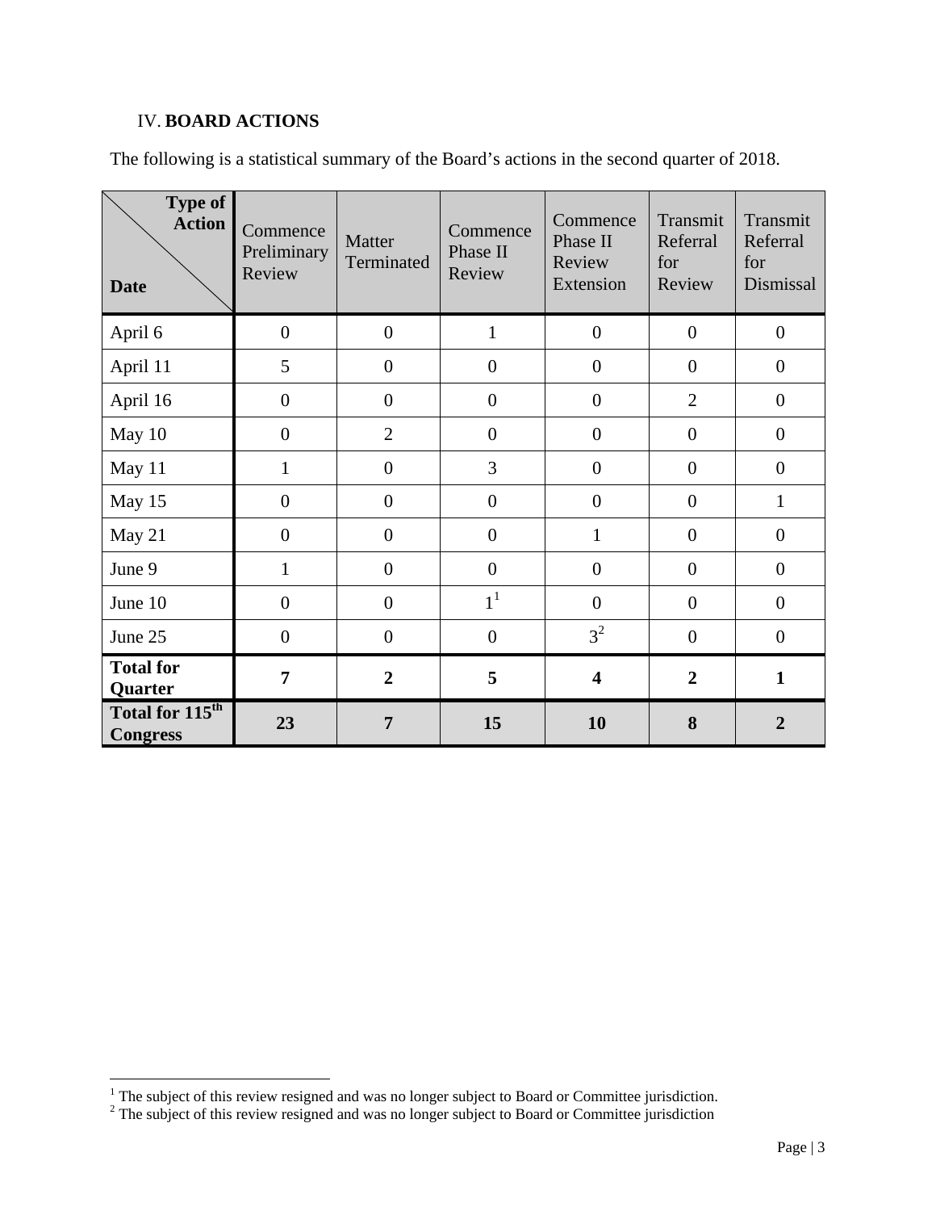## IV. BOARD ACTIONS

The following is a statistical summary of the Board's actions in the second quarter of 2018.

| Type of Action / Date | Commence Preliminary Review | Matter Terminated | Commence Phase II Review | Commence Phase II Review Extension | Transmit Referral for Review | Transmit Referral for Dismissal |
|---|---|---|---|---|---|---|
| April 6 | 0 | 0 | 1 | 0 | 0 | 0 |
| April 11 | 5 | 0 | 0 | 0 | 0 | 0 |
| April 16 | 0 | 0 | 0 | 0 | 2 | 0 |
| May 10 | 0 | 2 | 0 | 0 | 0 | 0 |
| May 11 | 1 | 0 | 3 | 0 | 0 | 0 |
| May 15 | 0 | 0 | 0 | 0 | 0 | 1 |
| May 21 | 0 | 0 | 0 | 1 | 0 | 0 |
| June 9 | 1 | 0 | 0 | 0 | 0 | 0 |
| June 10 | 0 | 0 | 1[1] | 0 | 0 | 0 |
| June 25 | 0 | 0 | 0 | 3[2] | 0 | 0 |
| **Total for Quarter** | **7** | **2** | **5** | **4** | **2** | **1** |
| **Total for 115th Congress** | **23** | **7** | **15** | **10** | **8** | **2** |

[1] The subject of this review resigned and was no longer subject to Board or Committee jurisdiction.

[2] The subject of this review resigned and was no longer subject to Board or Committee jurisdiction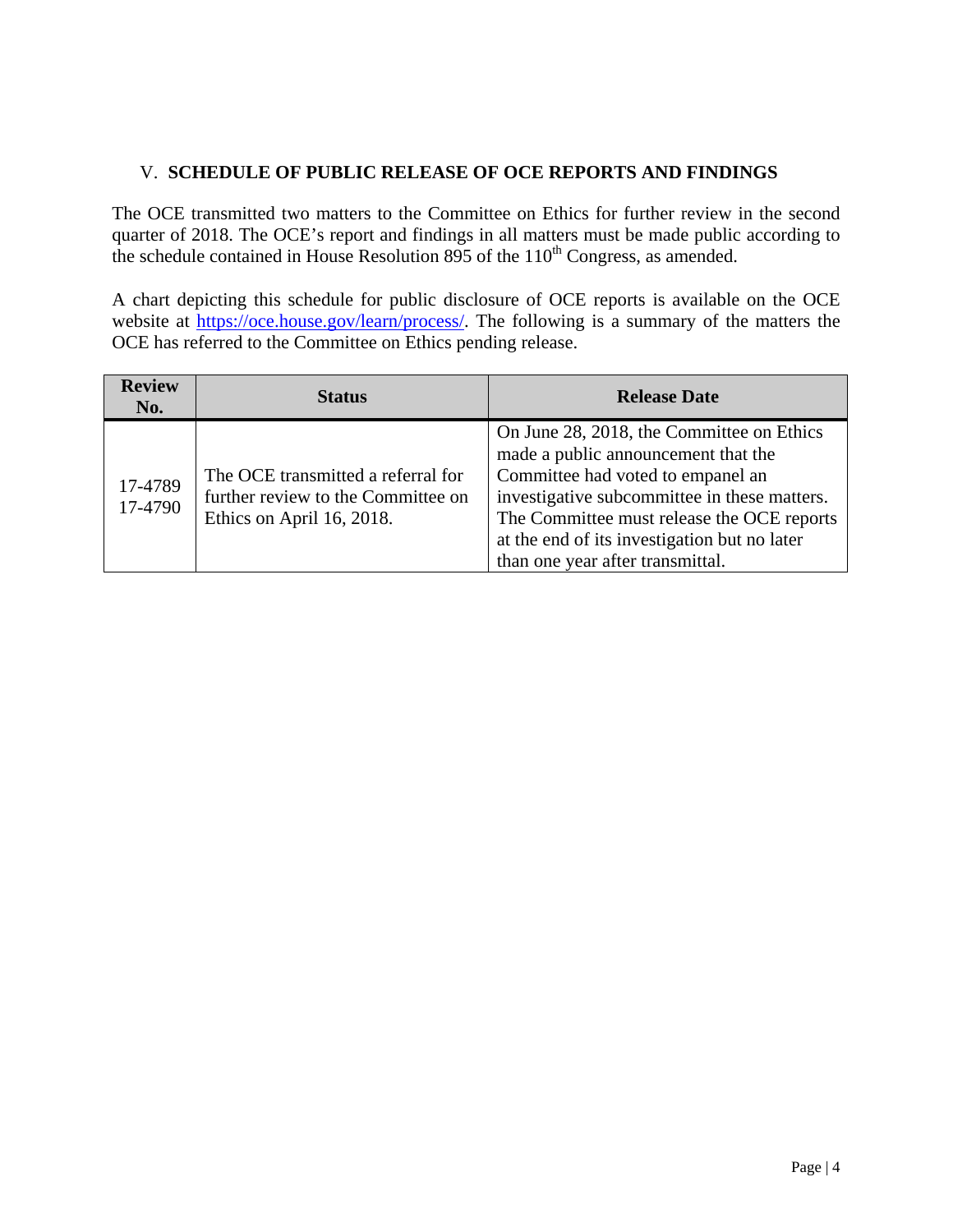## V. SCHEDULE OF PUBLIC RELEASE OF OCE REPORTS AND FINDINGS

The OCE transmitted two matters to the Committee on Ethics for further review in the second quarter of 2018. The OCE's report and findings in all matters must be made public according to the schedule contained in House Resolution 895 of the 110th Congress, as amended.

A chart depicting this schedule for public disclosure of OCE reports is available on the OCE website at [https://oce.house.gov/learn/process/](https://oce.house.gov/learn/process/). The following is a summary of the matters the OCE has referred to the Committee on Ethics pending release.

| Review No. | Status | Release Date |
|---|---|---|
| 17-4789<br>17-4790 | The OCE transmitted a referral for further review to the Committee on Ethics on April 16, 2018. | On June 28, 2018, the Committee on Ethics made a public announcement that the Committee had voted to empanel an investigative subcommittee in these matters. The Committee must release the OCE reports at the end of its investigation but no later than one year after transmittal. |